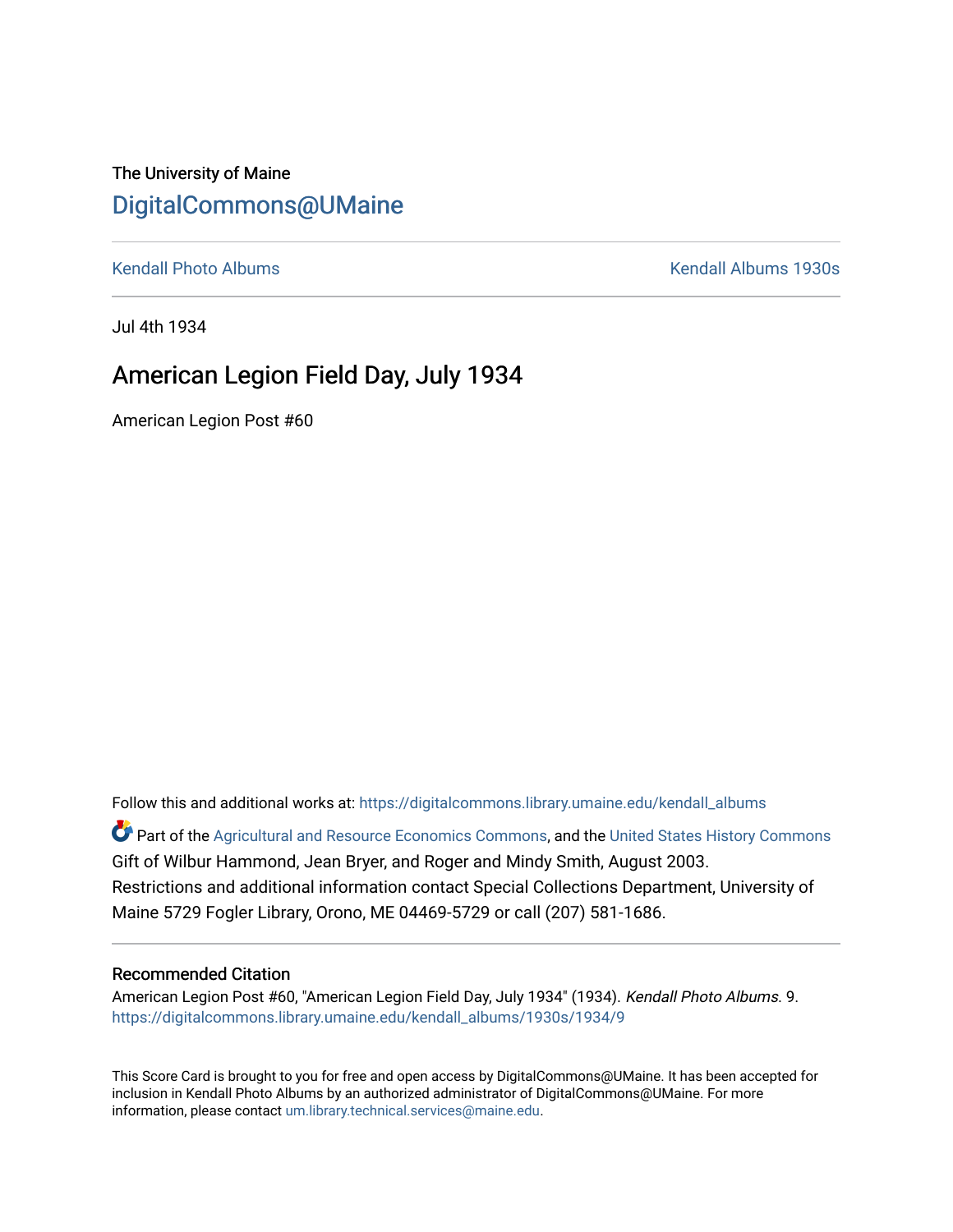The University of Maine

# DigitalCommons@UMaine

Kendall Photo Albums | Kendall Albums 1930s

Jul 4th 1934

## American Legion Field Day, July 1934

American Legion Post #60

Follow this and additional works at: https://digitalcommons.library.umaine.edu/kendall_albums

Part of the Agricultural and Resource Economics Commons, and the United States History Commons
Gift of Wilbur Hammond, Jean Bryer, and Roger and Mindy Smith, August 2003.
Restrictions and additional information contact Special Collections Department, University of Maine 5729 Fogler Library, Orono, ME 04469-5729 or call (207) 581-1686.

### Recommended Citation

American Legion Post #60, "American Legion Field Day, July 1934" (1934). *Kendall Photo Albums*. 9.
https://digitalcommons.library.umaine.edu/kendall_albums/1930s/1934/9

This Score Card is brought to you for free and open access by DigitalCommons@UMaine. It has been accepted for inclusion in Kendall Photo Albums by an authorized administrator of DigitalCommons@UMaine. For more information, please contact um.library.technical.services@maine.edu.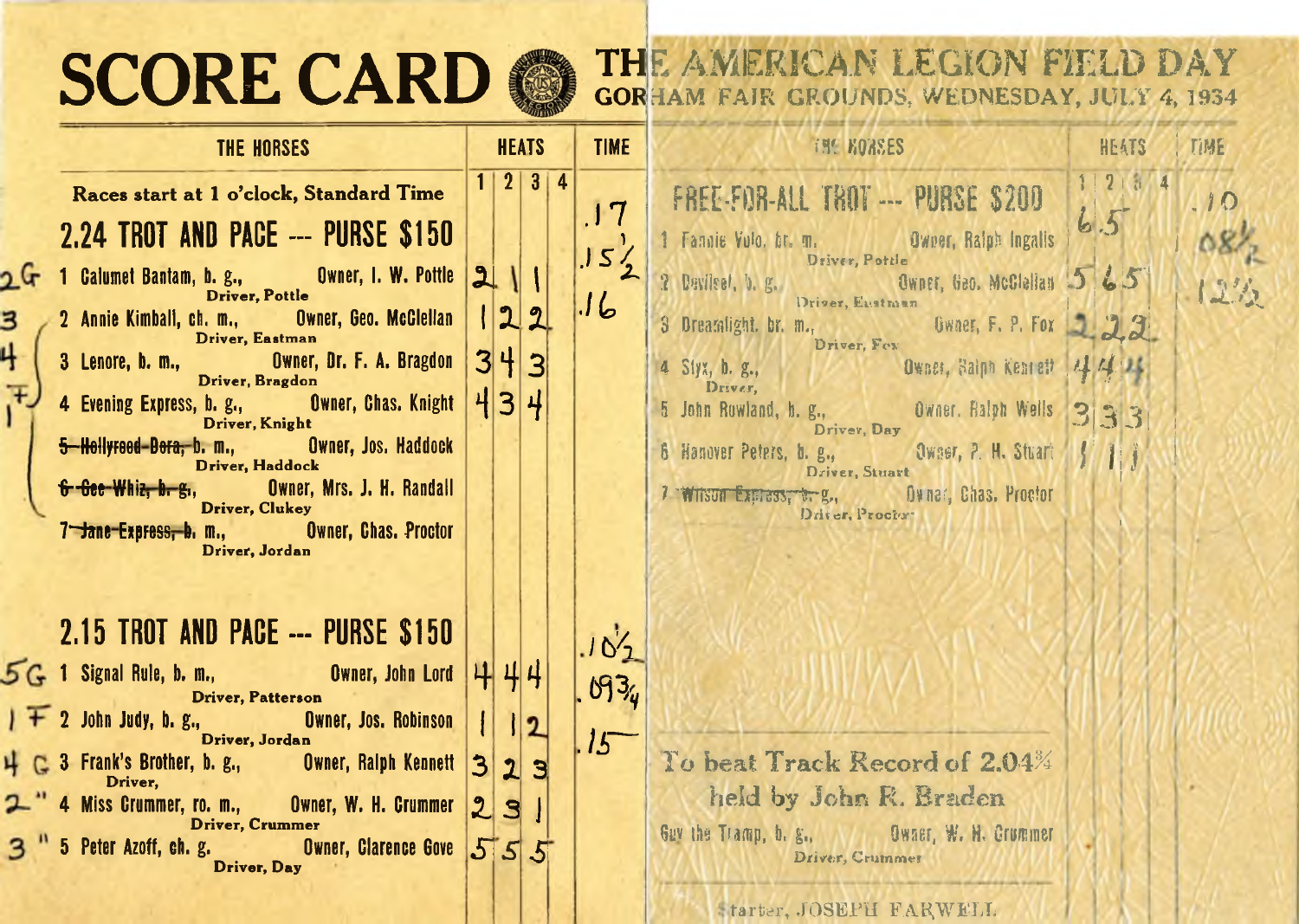# SCORE CARD

## THE AMERICAN LEGION FIELD DAY

GORHAM FAIR GROUNDS, WEDNESDAY, JULY 4, 1934

Races start at 1 o'clock, Standard Time

### 2.24 TROT AND PACE --- PURSE $150

| | THE HORSES | 1 | 2 | 3 | 4 | TIME |
|---|---|---|---|---|---|---|
| 2G | 1 Calumet Bantam, b. g., Owner, I. W. Pottle, Driver, Pottle | 2 | 1 | 1 | | .17 |
| 3 | 2 Annie Kimball, ch. m., Owner, Geo. McClellan, Driver, Eastman | 1 | 2 | 2 | | .15½ |
| 4 | 3 Lenore, b. m., Owner, Dr. F. A. Bragdon, Driver, Bragdon | 3 | 4 | 3 | | .16 |
| 1 F | 4 Evening Express, b. g., Owner, Chas. Knight, Driver, Knight | 4 | 3 | 4 | | |
| | ~~5 Hollyrood Dora, b. m.,~~ Owner, Jos. Haddock, Driver, Haddock | | | | | |
| | ~~6 Gee Whiz, b. g.,~~ Owner, Mrs. J. H. Randall, Driver, Clukey | | | | | |
| | ~~7 Jane Express, b. m.,~~ Owner, Chas. Proctor, Driver, Jordan | | | | | |

### 2.15 TROT AND PACE --- PURSE $150

| | THE HORSES | 1 | 2 | 3 | 4 | TIME |
|---|---|---|---|---|---|---|
| 5G | 1 Signal Rule, b. m., Owner, John Lord, Driver, Patterson | 4 | 4 | 4 | | .10½ |
| 1 F | 2 John Judy, b. g., Owner, Jos. Robinson, Driver, Jordan | 1 | 1 | 2 | | .09¾ |
| 4 G | 3 Frank's Brother, b. g., Owner, Ralph Kennett, Driver, | 3 | 2 | 3 | | .15 |
| 2 " | 4 Miss Crummer, ro. m., Owner, W. H. Crummer, Driver, Crummer | 2 | 3 | 1 | | |
| 3 " | 5 Peter Azoff, ch. g. Owner, Clarence Gove, Driver, Day | 5 | 5 | 5 | | |

### FREE-FOR-ALL TROT --- PURSE $200

| THE HORSES | 1 | 2 | 3 | 4 | TIME |
|---|---|---|---|---|---|
| 1 Fannie Volo, br. m. Owner, Ralph Ingalls, Driver, Pottle | 6 | 5 | | | .10 |
| 2 Devilset, b. g. Owner, Geo. McClellan, Driver, Eastman | 5 | 6 | 5 | | .08½ |
| 3 Dreamlight, br. m., Owner, F. P. Fox, Driver, Fox | 2 | 2 | 2 | | .12½ |
| 4 Styx, b. g., Owner, Ralph Kennett, Driver, | 4 | 4 | 4 | | |
| 5 John Rowland, b. g., Owner, Ralph Wells, Driver, Day | 3 | 3 | 3 | | |
| 6 Hanover Peters, b. g., Owner, P. H. Stuart, Driver, Stuart | 1 | 1 | 1 | | |
| ~~7 Wilson Express, b. g.,~~ Owner, Chas. Proctor, Driver, Proctor | | | | | |

To beat Track Record of 2.04¾ held by John R. Braden

Guy the Tramp, b. g., Owner, W. H. Crummer, Driver, Crummer

Starter, JOSEPH FARWELL